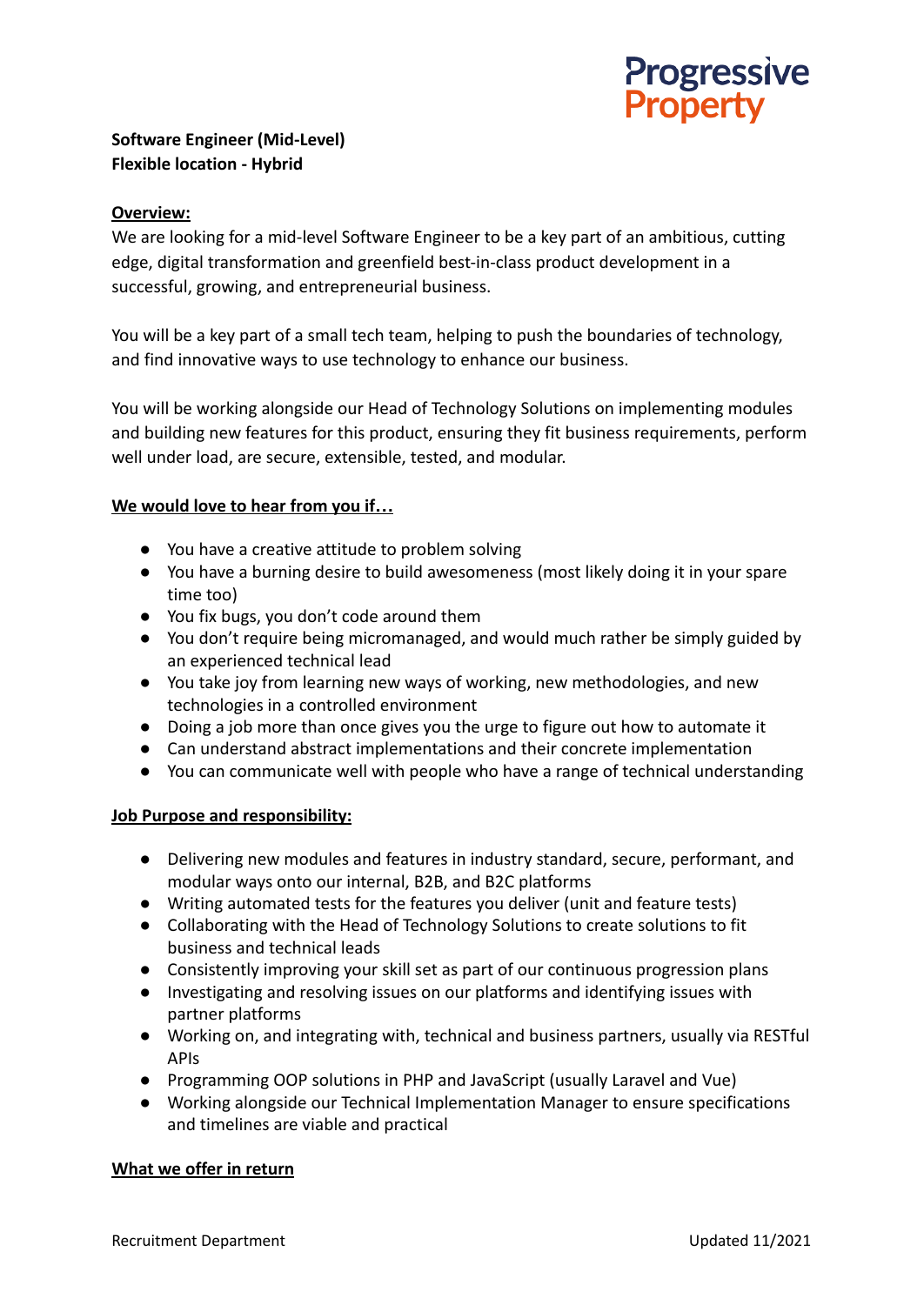Progressive Property

**Software Engineer (Mid-Level)**
**Flexible location - Hybrid**

## Overview:

We are looking for a mid-level Software Engineer to be a key part of an ambitious, cutting edge, digital transformation and greenfield best-in-class product development in a successful, growing, and entrepreneurial business.

You will be a key part of a small tech team, helping to push the boundaries of technology, and find innovative ways to use technology to enhance our business.

You will be working alongside our Head of Technology Solutions on implementing modules and building new features for this product, ensuring they fit business requirements, perform well under load, are secure, extensible, tested, and modular.

## We would love to hear from you if…

- You have a creative attitude to problem solving
- You have a burning desire to build awesomeness (most likely doing it in your spare time too)
- You fix bugs, you don't code around them
- You don't require being micromanaged, and would much rather be simply guided by an experienced technical lead
- You take joy from learning new ways of working, new methodologies, and new technologies in a controlled environment
- Doing a job more than once gives you the urge to figure out how to automate it
- Can understand abstract implementations and their concrete implementation
- You can communicate well with people who have a range of technical understanding

## Job Purpose and responsibility:

- Delivering new modules and features in industry standard, secure, performant, and modular ways onto our internal, B2B, and B2C platforms
- Writing automated tests for the features you deliver (unit and feature tests)
- Collaborating with the Head of Technology Solutions to create solutions to fit business and technical leads
- Consistently improving your skill set as part of our continuous progression plans
- Investigating and resolving issues on our platforms and identifying issues with partner platforms
- Working on, and integrating with, technical and business partners, usually via RESTful APIs
- Programming OOP solutions in PHP and JavaScript (usually Laravel and Vue)
- Working alongside our Technical Implementation Manager to ensure specifications and timelines are viable and practical

## What we offer in return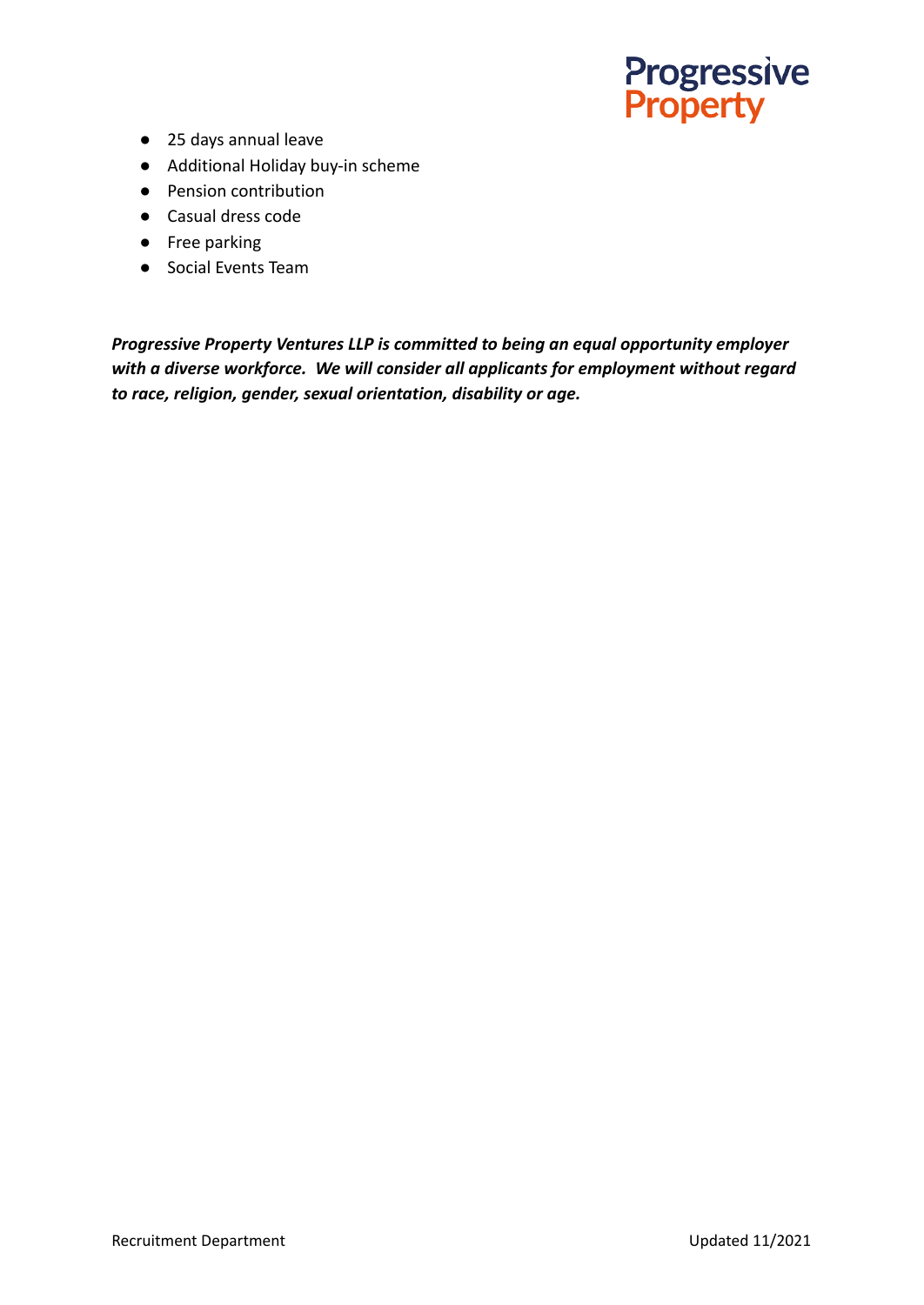- 25 days annual leave
- Additional Holiday buy-in scheme
- Pension contribution
- Casual dress code
- Free parking
- Social Events Team

***Progressive Property Ventures LLP is committed to being an equal opportunity employer with a diverse workforce. We will consider all applicants for employment without regard to race, religion, gender, sexual orientation, disability or age.***